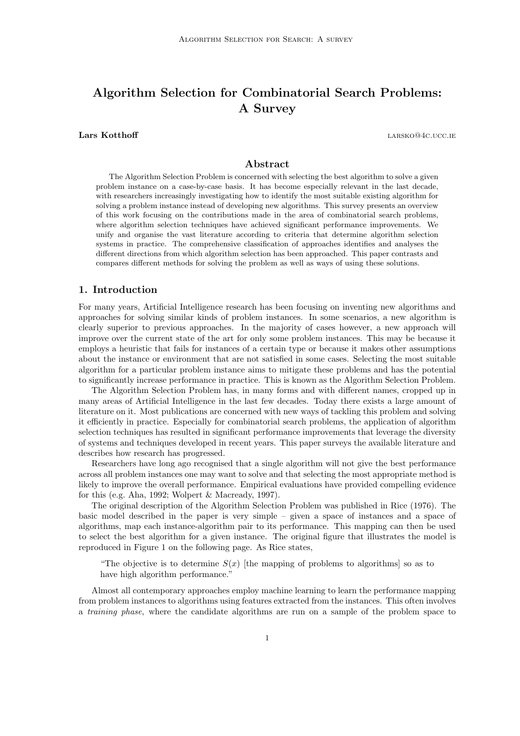# Algorithm Selection for Combinatorial Search Problems: A Survey

**Lars Kotthoff** larsko@4c.ucc.ie

## Abstract

The Algorithm Selection Problem is concerned with selecting the best algorithm to solve a given problem instance on a case-by-case basis. It has become especially relevant in the last decade, with researchers increasingly investigating how to identify the most suitable existing algorithm for solving a problem instance instead of developing new algorithms. This survey presents an overview of this work focusing on the contributions made in the area of combinatorial search problems, where algorithm selection techniques have achieved significant performance improvements. We unify and organise the vast literature according to criteria that determine algorithm selection systems in practice. The comprehensive classification of approaches identifies and analyses the different directions from which algorithm selection has been approached. This paper contrasts and compares different methods for solving the problem as well as ways of using these solutions.

## 1. Introduction

For many years, Artificial Intelligence research has been focusing on inventing new algorithms and approaches for solving similar kinds of problem instances. In some scenarios, a new algorithm is clearly superior to previous approaches. In the majority of cases however, a new approach will improve over the current state of the art for only some problem instances. This may be because it employs a heuristic that fails for instances of a certain type or because it makes other assumptions about the instance or environment that are not satisfied in some cases. Selecting the most suitable algorithm for a particular problem instance aims to mitigate these problems and has the potential to significantly increase performance in practice. This is known as the Algorithm Selection Problem.

The Algorithm Selection Problem has, in many forms and with different names, cropped up in many areas of Artificial Intelligence in the last few decades. Today there exists a large amount of literature on it. Most publications are concerned with new ways of tackling this problem and solving it efficiently in practice. Especially for combinatorial search problems, the application of algorithm selection techniques has resulted in significant performance improvements that leverage the diversity of systems and techniques developed in recent years. This paper surveys the available literature and describes how research has progressed.

Researchers have long ago recognised that a single algorithm will not give the best performance across all problem instances one may want to solve and that selecting the most appropriate method is likely to improve the overall performance. Empirical evaluations have provided compelling evidence for this (e.g. Aha, 1992; Wolpert & Macready, 1997).

The original description of the Algorithm Selection Problem was published in Rice (1976). The basic model described in the paper is very simple – given a space of instances and a space of algorithms, map each instance-algorithm pair to its performance. This mapping can then be used to select the best algorithm for a given instance. The original figure that illustrates the model is reproduced in Figure 1 on the following page. As Rice states,

> "The objective is to determine $S(x)$ [the mapping of problems to algorithms] so as to have high algorithm performance."

Almost all contemporary approaches employ machine learning to learn the performance mapping from problem instances to algorithms using features extracted from the instances. This often involves a *training phase*, where the candidate algorithms are run on a sample of the problem space to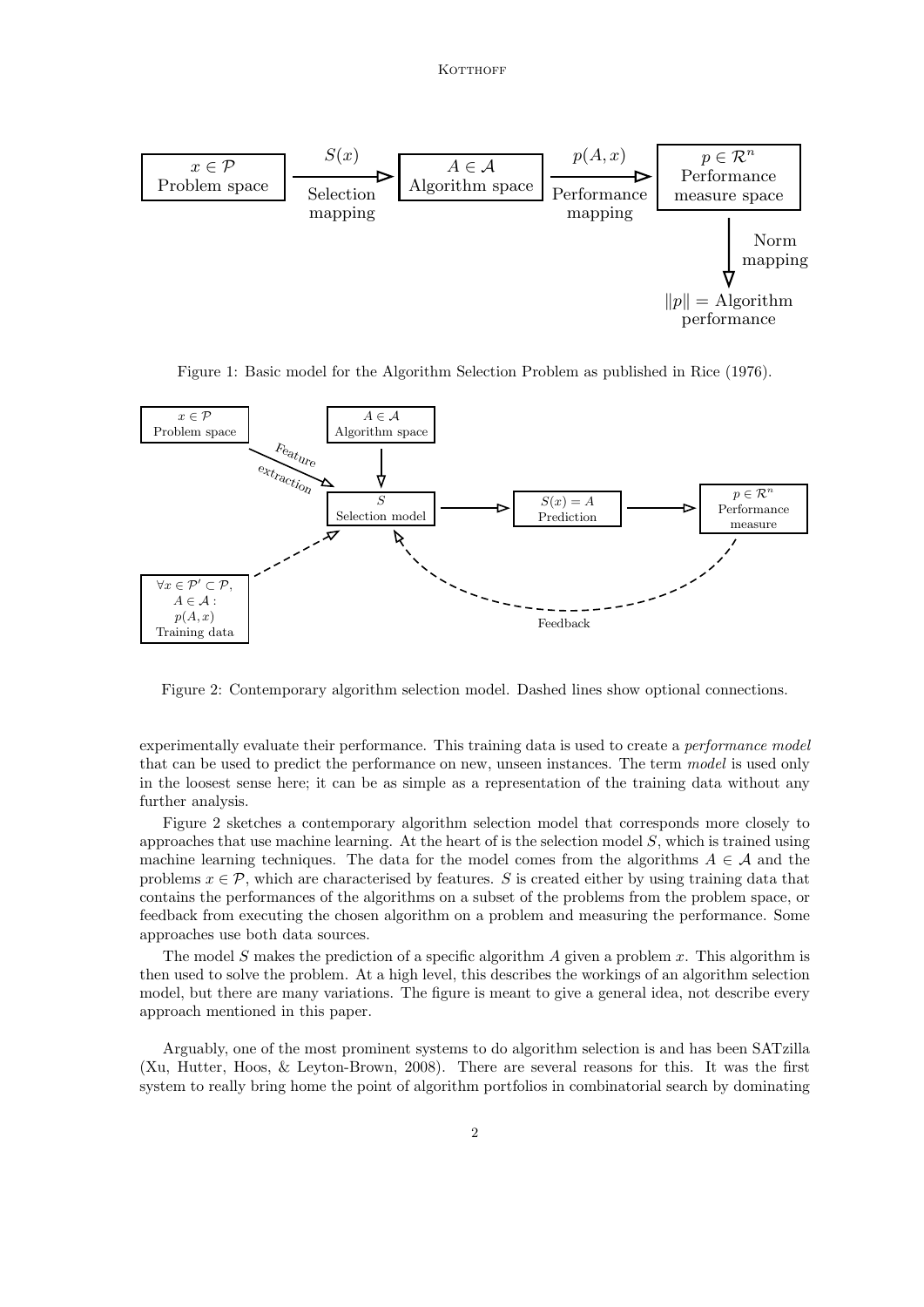Figure 1: Basic model for the Algorithm Selection Problem as published in Rice (1976).

Figure 2: Contemporary algorithm selection model. Dashed lines show optional connections.

experimentally evaluate their performance. This training data is used to create a *performance model* that can be used to predict the performance on new, unseen instances. The term *model* is used only in the loosest sense here; it can be as simple as a representation of the training data without any further analysis.

Figure 2 sketches a contemporary algorithm selection model that corresponds more closely to approaches that use machine learning. At the heart of is the selection model $S$, which is trained using machine learning techniques. The data for the model comes from the algorithms $A \in \mathcal{A}$ and the problems $x \in \mathcal{P}$, which are characterised by features. $S$ is created either by using training data that contains the performances of the algorithms on a subset of the problems from the problem space, or feedback from executing the chosen algorithm on a problem and measuring the performance. Some approaches use both data sources.

The model $S$ makes the prediction of a specific algorithm $A$ given a problem $x$. This algorithm is then used to solve the problem. At a high level, this describes the workings of an algorithm selection model, but there are many variations. The figure is meant to give a general idea, not describe every approach mentioned in this paper.

Arguably, one of the most prominent systems to do algorithm selection is and has been SATzilla (Xu, Hutter, Hoos, & Leyton-Brown, 2008). There are several reasons for this. It was the first system to really bring home the point of algorithm portfolios in combinatorial search by dominating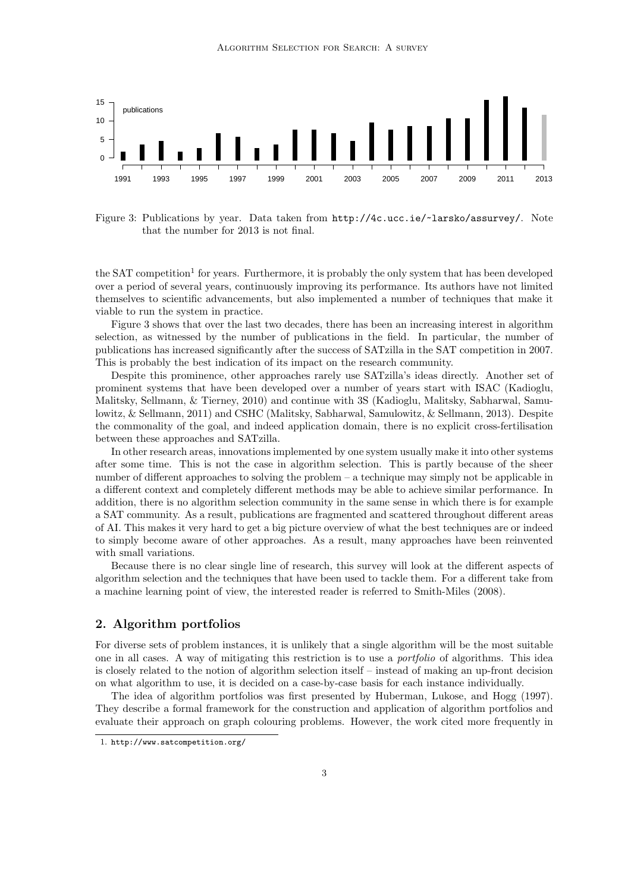Figure 3: Publications by year. Data taken from http://4c.ucc.ie/~larsko/assurvey/. Note that the number for 2013 is not final.

the SAT competition[1] for years. Furthermore, it is probably the only system that has been developed over a period of several years, continuously improving its performance. Its authors have not limited themselves to scientific advancements, but also implemented a number of techniques that make it viable to run the system in practice.

Figure 3 shows that over the last two decades, there has been an increasing interest in algorithm selection, as witnessed by the number of publications in the field. In particular, the number of publications has increased significantly after the success of SATzilla in the SAT competition in 2007. This is probably the best indication of its impact on the research community.

Despite this prominence, other approaches rarely use SATzilla's ideas directly. Another set of prominent systems that have been developed over a number of years start with ISAC (Kadioglu, Malitsky, Sellmann, & Tierney, 2010) and continue with 3S (Kadioglu, Malitsky, Sabharwal, Samulowitz, & Sellmann, 2011) and CSHC (Malitsky, Sabharwal, Samulowitz, & Sellmann, 2013). Despite the commonality of the goal, and indeed application domain, there is no explicit cross-fertilisation between these approaches and SATzilla.

In other research areas, innovations implemented by one system usually make it into other systems after some time. This is not the case in algorithm selection. This is partly because of the sheer number of different approaches to solving the problem – a technique may simply not be applicable in a different context and completely different methods may be able to achieve similar performance. In addition, there is no algorithm selection community in the same sense in which there is for example a SAT community. As a result, publications are fragmented and scattered throughout different areas of AI. This makes it very hard to get a big picture overview of what the best techniques are or indeed to simply become aware of other approaches. As a result, many approaches have been reinvented with small variations.

Because there is no clear single line of research, this survey will look at the different aspects of algorithm selection and the techniques that have been used to tackle them. For a different take from a machine learning point of view, the interested reader is referred to Smith-Miles (2008).

## 2. Algorithm portfolios

For diverse sets of problem instances, it is unlikely that a single algorithm will be the most suitable one in all cases. A way of mitigating this restriction is to use a *portfolio* of algorithms. This idea is closely related to the notion of algorithm selection itself – instead of making an up-front decision on what algorithm to use, it is decided on a case-by-case basis for each instance individually.

The idea of algorithm portfolios was first presented by Huberman, Lukose, and Hogg (1997). They describe a formal framework for the construction and application of algorithm portfolios and evaluate their approach on graph colouring problems. However, the work cited more frequently in

1. http://www.satcompetition.org/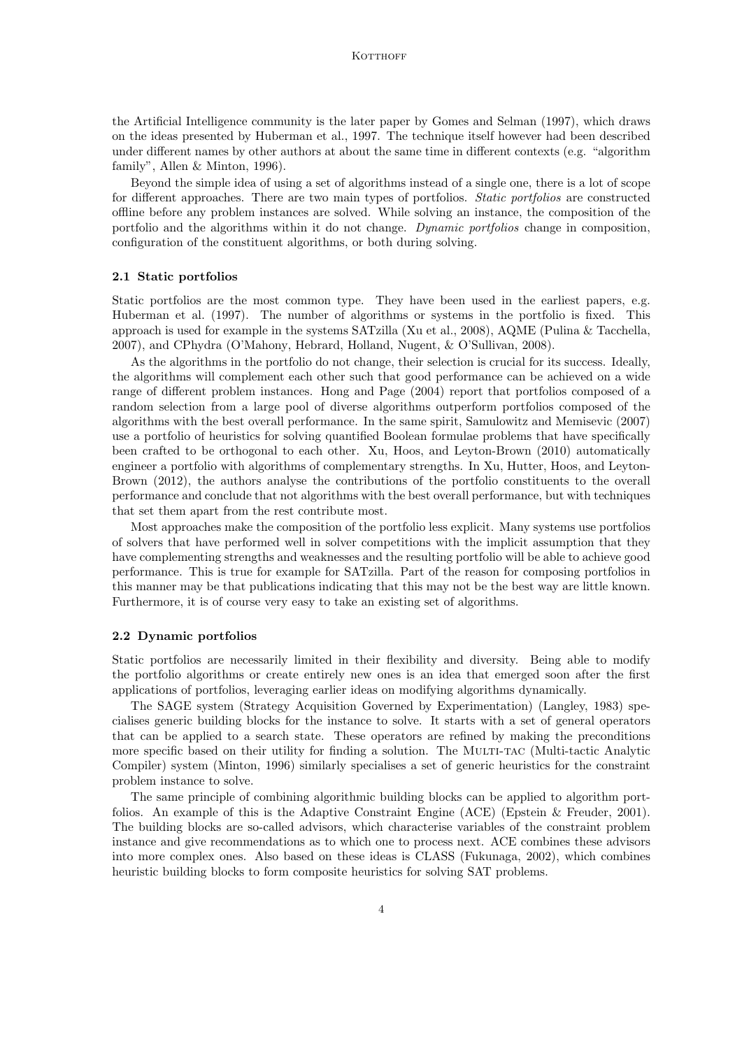the Artificial Intelligence community is the later paper by Gomes and Selman (1997), which draws on the ideas presented by Huberman et al., 1997. The technique itself however had been described under different names by other authors at about the same time in different contexts (e.g. "algorithm family", Allen & Minton, 1996).

Beyond the simple idea of using a set of algorithms instead of a single one, there is a lot of scope for different approaches. There are two main types of portfolios. *Static portfolios* are constructed offline before any problem instances are solved. While solving an instance, the composition of the portfolio and the algorithms within it do not change. *Dynamic portfolios* change in composition, configuration of the constituent algorithms, or both during solving.

### 2.1 Static portfolios

Static portfolios are the most common type. They have been used in the earliest papers, e.g. Huberman et al. (1997). The number of algorithms or systems in the portfolio is fixed. This approach is used for example in the systems SATzilla (Xu et al., 2008), AQME (Pulina & Tacchella, 2007), and CPhydra (O'Mahony, Hebrard, Holland, Nugent, & O'Sullivan, 2008).

As the algorithms in the portfolio do not change, their selection is crucial for its success. Ideally, the algorithms will complement each other such that good performance can be achieved on a wide range of different problem instances. Hong and Page (2004) report that portfolios composed of a random selection from a large pool of diverse algorithms outperform portfolios composed of the algorithms with the best overall performance. In the same spirit, Samulowitz and Memisevic (2007) use a portfolio of heuristics for solving quantified Boolean formulae problems that have specifically been crafted to be orthogonal to each other. Xu, Hoos, and Leyton-Brown (2010) automatically engineer a portfolio with algorithms of complementary strengths. In Xu, Hutter, Hoos, and Leyton-Brown (2012), the authors analyse the contributions of the portfolio constituents to the overall performance and conclude that not algorithms with the best overall performance, but with techniques that set them apart from the rest contribute most.

Most approaches make the composition of the portfolio less explicit. Many systems use portfolios of solvers that have performed well in solver competitions with the implicit assumption that they have complementing strengths and weaknesses and the resulting portfolio will be able to achieve good performance. This is true for example for SATzilla. Part of the reason for composing portfolios in this manner may be that publications indicating that this may not be the best way are little known. Furthermore, it is of course very easy to take an existing set of algorithms.

### 2.2 Dynamic portfolios

Static portfolios are necessarily limited in their flexibility and diversity. Being able to modify the portfolio algorithms or create entirely new ones is an idea that emerged soon after the first applications of portfolios, leveraging earlier ideas on modifying algorithms dynamically.

The SAGE system (Strategy Acquisition Governed by Experimentation) (Langley, 1983) specialises generic building blocks for the instance to solve. It starts with a set of general operators that can be applied to a search state. These operators are refined by making the preconditions more specific based on their utility for finding a solution. The Multi-tac (Multi-tactic Analytic Compiler) system (Minton, 1996) similarly specialises a set of generic heuristics for the constraint problem instance to solve.

The same principle of combining algorithmic building blocks can be applied to algorithm portfolios. An example of this is the Adaptive Constraint Engine (ACE) (Epstein & Freuder, 2001). The building blocks are so-called advisors, which characterise variables of the constraint problem instance and give recommendations as to which one to process next. ACE combines these advisors into more complex ones. Also based on these ideas is CLASS (Fukunaga, 2002), which combines heuristic building blocks to form composite heuristics for solving SAT problems.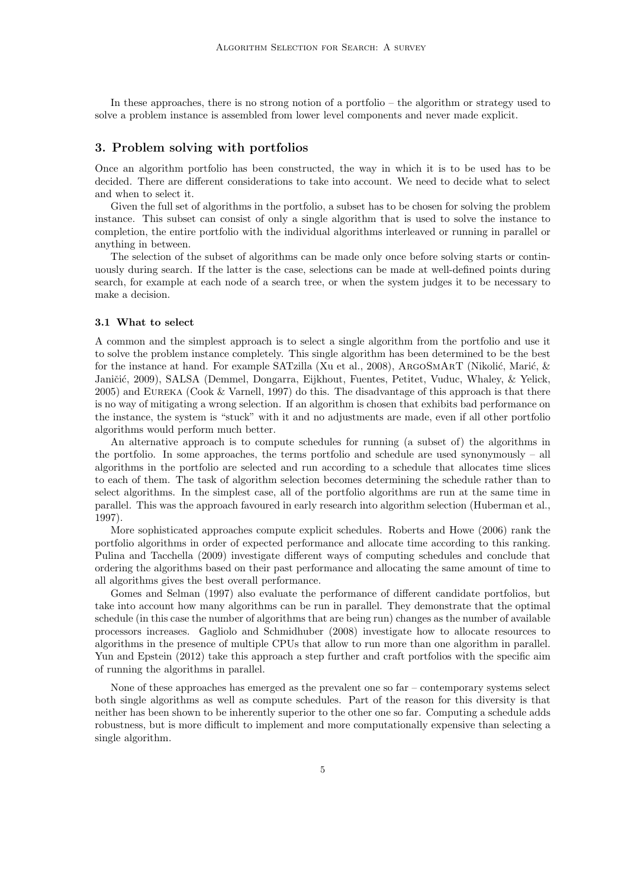In these approaches, there is no strong notion of a portfolio – the algorithm or strategy used to solve a problem instance is assembled from lower level components and never made explicit.

## 3. Problem solving with portfolios

Once an algorithm portfolio has been constructed, the way in which it is to be used has to be decided. There are different considerations to take into account. We need to decide what to select and when to select it.

Given the full set of algorithms in the portfolio, a subset has to be chosen for solving the problem instance. This subset can consist of only a single algorithm that is used to solve the instance to completion, the entire portfolio with the individual algorithms interleaved or running in parallel or anything in between.

The selection of the subset of algorithms can be made only once before solving starts or continuously during search. If the latter is the case, selections can be made at well-defined points during search, for example at each node of a search tree, or when the system judges it to be necessary to make a decision.

### 3.1 What to select

A common and the simplest approach is to select a single algorithm from the portfolio and use it to solve the problem instance completely. This single algorithm has been determined to be the best for the instance at hand. For example SATzilla (Xu et al., 2008), ArgoSmArT (Nikolić, Marić, & Janičić, 2009), SALSA (Demmel, Dongarra, Eijkhout, Fuentes, Petitet, Vuduc, Whaley, & Yelick, 2005) and Eureka (Cook & Varnell, 1997) do this. The disadvantage of this approach is that there is no way of mitigating a wrong selection. If an algorithm is chosen that exhibits bad performance on the instance, the system is "stuck" with it and no adjustments are made, even if all other portfolio algorithms would perform much better.

An alternative approach is to compute schedules for running (a subset of) the algorithms in the portfolio. In some approaches, the terms portfolio and schedule are used synonymously – all algorithms in the portfolio are selected and run according to a schedule that allocates time slices to each of them. The task of algorithm selection becomes determining the schedule rather than to select algorithms. In the simplest case, all of the portfolio algorithms are run at the same time in parallel. This was the approach favoured in early research into algorithm selection (Huberman et al., 1997).

More sophisticated approaches compute explicit schedules. Roberts and Howe (2006) rank the portfolio algorithms in order of expected performance and allocate time according to this ranking. Pulina and Tacchella (2009) investigate different ways of computing schedules and conclude that ordering the algorithms based on their past performance and allocating the same amount of time to all algorithms gives the best overall performance.

Gomes and Selman (1997) also evaluate the performance of different candidate portfolios, but take into account how many algorithms can be run in parallel. They demonstrate that the optimal schedule (in this case the number of algorithms that are being run) changes as the number of available processors increases. Gagliolo and Schmidhuber (2008) investigate how to allocate resources to algorithms in the presence of multiple CPUs that allow to run more than one algorithm in parallel. Yun and Epstein (2012) take this approach a step further and craft portfolios with the specific aim of running the algorithms in parallel.

None of these approaches has emerged as the prevalent one so far – contemporary systems select both single algorithms as well as compute schedules. Part of the reason for this diversity is that neither has been shown to be inherently superior to the other one so far. Computing a schedule adds robustness, but is more difficult to implement and more computationally expensive than selecting a single algorithm.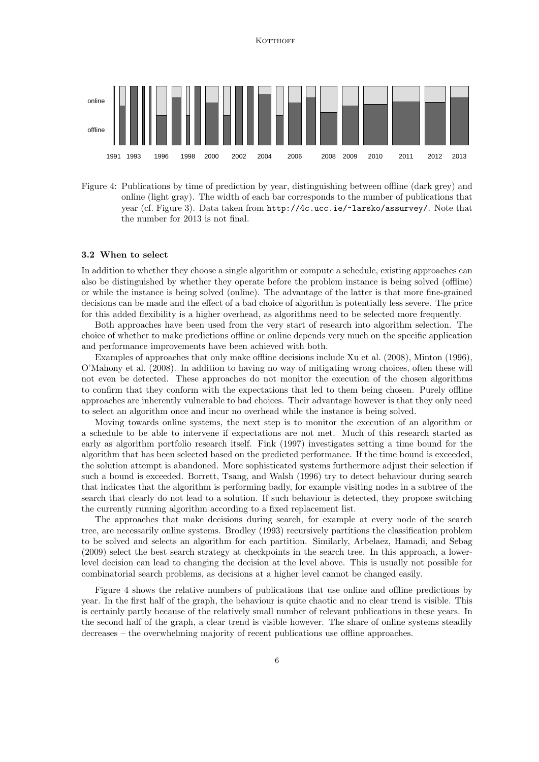Figure 4: Publications by time of prediction by year, distinguishing between offline (dark grey) and online (light gray). The width of each bar corresponds to the number of publications that year (cf. Figure 3). Data taken from http://4c.ucc.ie/~larsko/assurvey/. Note that the number for 2013 is not final.

### 3.2 When to select

In addition to whether they choose a single algorithm or compute a schedule, existing approaches can also be distinguished by whether they operate before the problem instance is being solved (offline) or while the instance is being solved (online). The advantage of the latter is that more fine-grained decisions can be made and the effect of a bad choice of algorithm is potentially less severe. The price for this added flexibility is a higher overhead, as algorithms need to be selected more frequently.

Both approaches have been used from the very start of research into algorithm selection. The choice of whether to make predictions offline or online depends very much on the specific application and performance improvements have been achieved with both.

Examples of approaches that only make offline decisions include Xu et al. (2008), Minton (1996), O'Mahony et al. (2008). In addition to having no way of mitigating wrong choices, often these will not even be detected. These approaches do not monitor the execution of the chosen algorithms to confirm that they conform with the expectations that led to them being chosen. Purely offline approaches are inherently vulnerable to bad choices. Their advantage however is that they only need to select an algorithm once and incur no overhead while the instance is being solved.

Moving towards online systems, the next step is to monitor the execution of an algorithm or a schedule to be able to intervene if expectations are not met. Much of this research started as early as algorithm portfolio research itself. Fink (1997) investigates setting a time bound for the algorithm that has been selected based on the predicted performance. If the time bound is exceeded, the solution attempt is abandoned. More sophisticated systems furthermore adjust their selection if such a bound is exceeded. Borrett, Tsang, and Walsh (1996) try to detect behaviour during search that indicates that the algorithm is performing badly, for example visiting nodes in a subtree of the search that clearly do not lead to a solution. If such behaviour is detected, they propose switching the currently running algorithm according to a fixed replacement list.

The approaches that make decisions during search, for example at every node of the search tree, are necessarily online systems. Brodley (1993) recursively partitions the classification problem to be solved and selects an algorithm for each partition. Similarly, Arbelaez, Hamadi, and Sebag (2009) select the best search strategy at checkpoints in the search tree. In this approach, a lower-level decision can lead to changing the decision at the level above. This is usually not possible for combinatorial search problems, as decisions at a higher level cannot be changed easily.

Figure 4 shows the relative numbers of publications that use online and offline predictions by year. In the first half of the graph, the behaviour is quite chaotic and no clear trend is visible. This is certainly partly because of the relatively small number of relevant publications in these years. In the second half of the graph, a clear trend is visible however. The share of online systems steadily decreases – the overwhelming majority of recent publications use offline approaches.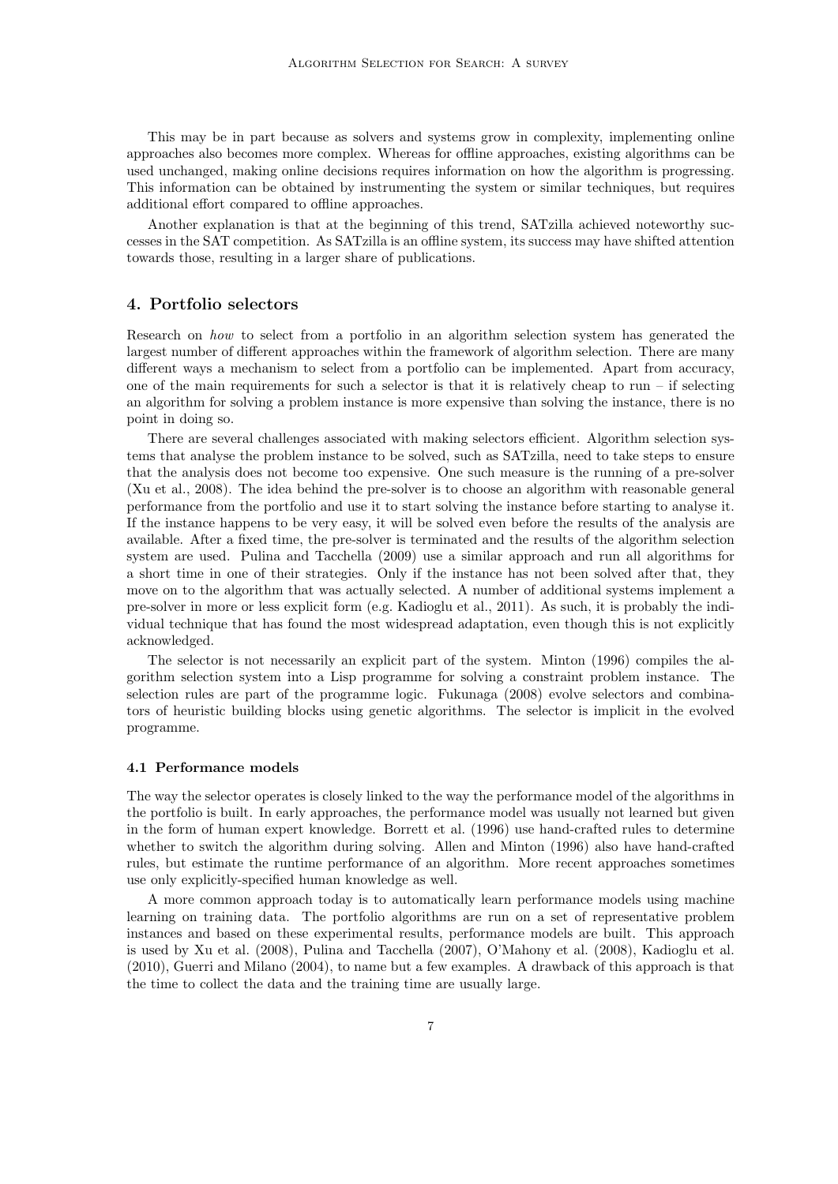This may be in part because as solvers and systems grow in complexity, implementing online approaches also becomes more complex. Whereas for offline approaches, existing algorithms can be used unchanged, making online decisions requires information on how the algorithm is progressing. This information can be obtained by instrumenting the system or similar techniques, but requires additional effort compared to offline approaches.

Another explanation is that at the beginning of this trend, SATzilla achieved noteworthy successes in the SAT competition. As SATzilla is an offline system, its success may have shifted attention towards those, resulting in a larger share of publications.

## 4. Portfolio selectors

Research on *how* to select from a portfolio in an algorithm selection system has generated the largest number of different approaches within the framework of algorithm selection. There are many different ways a mechanism to select from a portfolio can be implemented. Apart from accuracy, one of the main requirements for such a selector is that it is relatively cheap to run – if selecting an algorithm for solving a problem instance is more expensive than solving the instance, there is no point in doing so.

There are several challenges associated with making selectors efficient. Algorithm selection systems that analyse the problem instance to be solved, such as SATzilla, need to take steps to ensure that the analysis does not become too expensive. One such measure is the running of a pre-solver (Xu et al., 2008). The idea behind the pre-solver is to choose an algorithm with reasonable general performance from the portfolio and use it to start solving the instance before starting to analyse it. If the instance happens to be very easy, it will be solved even before the results of the analysis are available. After a fixed time, the pre-solver is terminated and the results of the algorithm selection system are used. Pulina and Tacchella (2009) use a similar approach and run all algorithms for a short time in one of their strategies. Only if the instance has not been solved after that, they move on to the algorithm that was actually selected. A number of additional systems implement a pre-solver in more or less explicit form (e.g. Kadioglu et al., 2011). As such, it is probably the individual technique that has found the most widespread adaptation, even though this is not explicitly acknowledged.

The selector is not necessarily an explicit part of the system. Minton (1996) compiles the algorithm selection system into a Lisp programme for solving a constraint problem instance. The selection rules are part of the programme logic. Fukunaga (2008) evolve selectors and combinators of heuristic building blocks using genetic algorithms. The selector is implicit in the evolved programme.

### 4.1 Performance models

The way the selector operates is closely linked to the way the performance model of the algorithms in the portfolio is built. In early approaches, the performance model was usually not learned but given in the form of human expert knowledge. Borrett et al. (1996) use hand-crafted rules to determine whether to switch the algorithm during solving. Allen and Minton (1996) also have hand-crafted rules, but estimate the runtime performance of an algorithm. More recent approaches sometimes use only explicitly-specified human knowledge as well.

A more common approach today is to automatically learn performance models using machine learning on training data. The portfolio algorithms are run on a set of representative problem instances and based on these experimental results, performance models are built. This approach is used by Xu et al. (2008), Pulina and Tacchella (2007), O'Mahony et al. (2008), Kadioglu et al. (2010), Guerri and Milano (2004), to name but a few examples. A drawback of this approach is that the time to collect the data and the training time are usually large.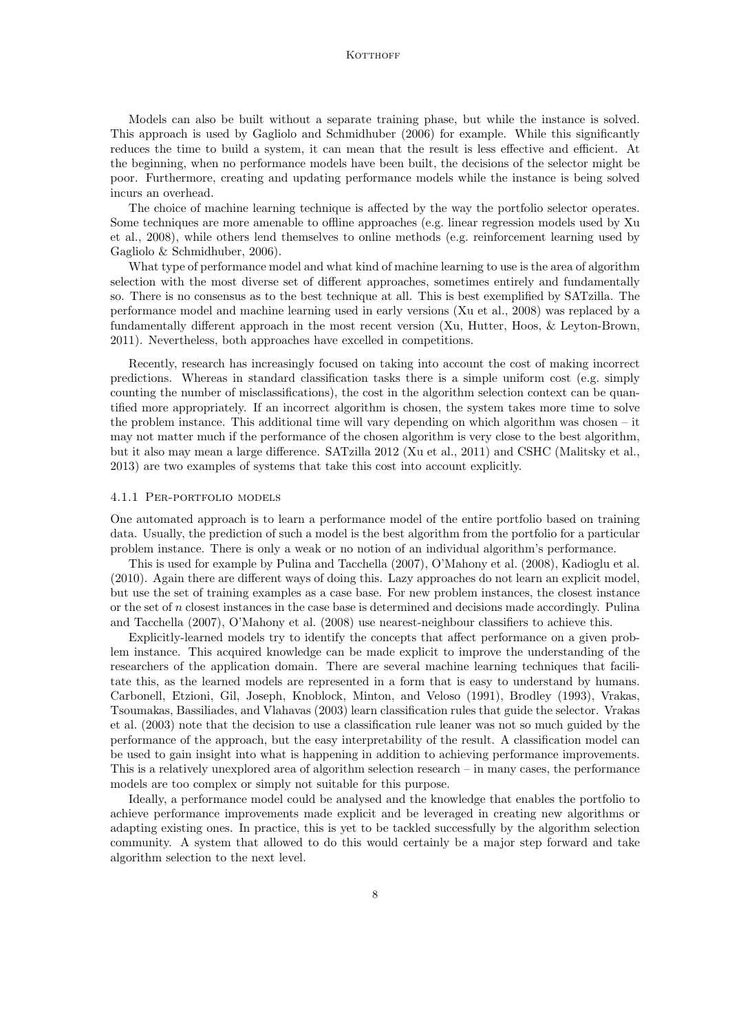Models can also be built without a separate training phase, but while the instance is solved. This approach is used by Gagliolo and Schmidhuber (2006) for example. While this significantly reduces the time to build a system, it can mean that the result is less effective and efficient. At the beginning, when no performance models have been built, the decisions of the selector might be poor. Furthermore, creating and updating performance models while the instance is being solved incurs an overhead.

The choice of machine learning technique is affected by the way the portfolio selector operates. Some techniques are more amenable to offline approaches (e.g. linear regression models used by Xu et al., 2008), while others lend themselves to online methods (e.g. reinforcement learning used by Gagliolo & Schmidhuber, 2006).

What type of performance model and what kind of machine learning to use is the area of algorithm selection with the most diverse set of different approaches, sometimes entirely and fundamentally so. There is no consensus as to the best technique at all. This is best exemplified by SATzilla. The performance model and machine learning used in early versions (Xu et al., 2008) was replaced by a fundamentally different approach in the most recent version (Xu, Hutter, Hoos, & Leyton-Brown, 2011). Nevertheless, both approaches have excelled in competitions.

Recently, research has increasingly focused on taking into account the cost of making incorrect predictions. Whereas in standard classification tasks there is a simple uniform cost (e.g. simply counting the number of misclassifications), the cost in the algorithm selection context can be quantified more appropriately. If an incorrect algorithm is chosen, the system takes more time to solve the problem instance. This additional time will vary depending on which algorithm was chosen – it may not matter much if the performance of the chosen algorithm is very close to the best algorithm, but it also may mean a large difference. SATzilla 2012 (Xu et al., 2011) and CSHC (Malitsky et al., 2013) are two examples of systems that take this cost into account explicitly.

#### 4.1.1 Per-portfolio models

One automated approach is to learn a performance model of the entire portfolio based on training data. Usually, the prediction of such a model is the best algorithm from the portfolio for a particular problem instance. There is only a weak or no notion of an individual algorithm's performance.

This is used for example by Pulina and Tacchella (2007), O'Mahony et al. (2008), Kadioglu et al. (2010). Again there are different ways of doing this. Lazy approaches do not learn an explicit model, but use the set of training examples as a case base. For new problem instances, the closest instance or the set of $n$ closest instances in the case base is determined and decisions made accordingly. Pulina and Tacchella (2007), O'Mahony et al. (2008) use nearest-neighbour classifiers to achieve this.

Explicitly-learned models try to identify the concepts that affect performance on a given problem instance. This acquired knowledge can be made explicit to improve the understanding of the researchers of the application domain. There are several machine learning techniques that facilitate this, as the learned models are represented in a form that is easy to understand by humans. Carbonell, Etzioni, Gil, Joseph, Knoblock, Minton, and Veloso (1991), Brodley (1993), Vrakas, Tsoumakas, Bassiliades, and Vlahavas (2003) learn classification rules that guide the selector. Vrakas et al. (2003) note that the decision to use a classification rule leaner was not so much guided by the performance of the approach, but the easy interpretability of the result. A classification model can be used to gain insight into what is happening in addition to achieving performance improvements. This is a relatively unexplored area of algorithm selection research – in many cases, the performance models are too complex or simply not suitable for this purpose.

Ideally, a performance model could be analysed and the knowledge that enables the portfolio to achieve performance improvements made explicit and be leveraged in creating new algorithms or adapting existing ones. In practice, this is yet to be tackled successfully by the algorithm selection community. A system that allowed to do this would certainly be a major step forward and take algorithm selection to the next level.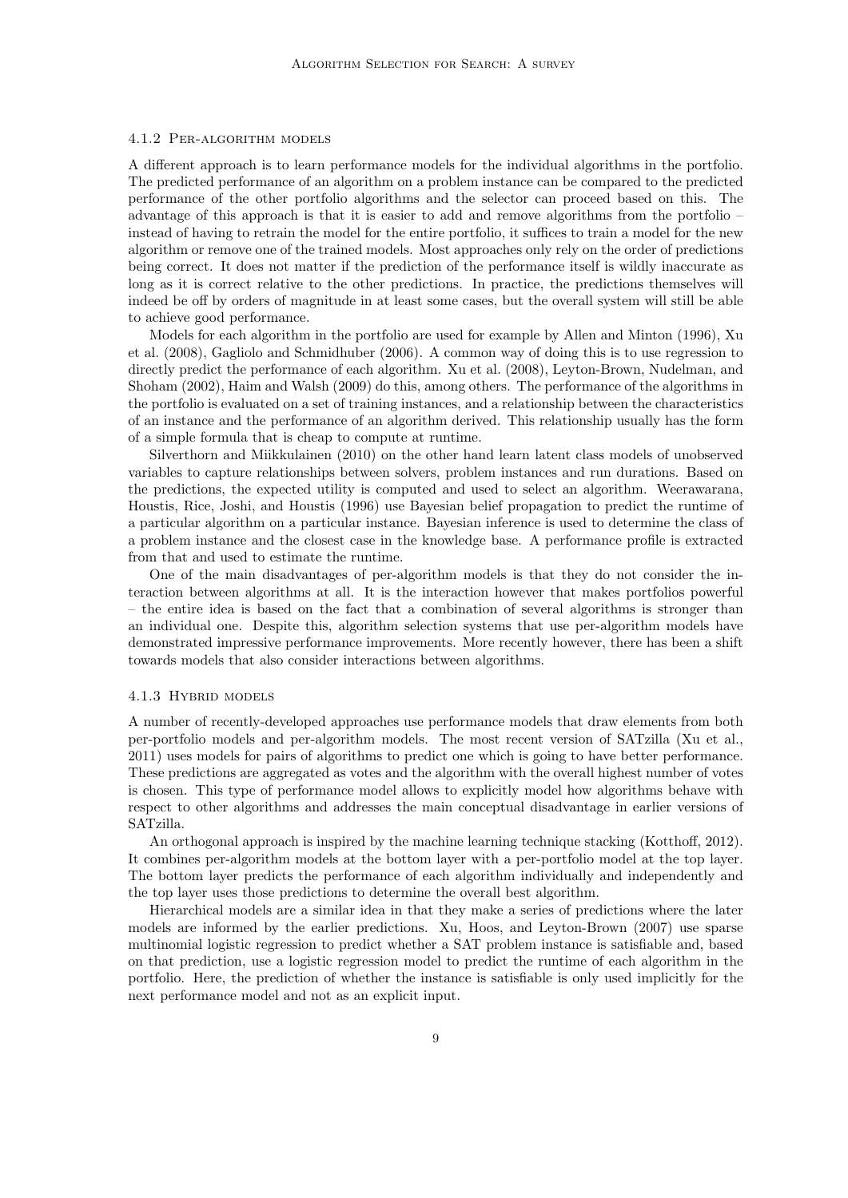#### 4.1.2 Per-algorithm models

A different approach is to learn performance models for the individual algorithms in the portfolio. The predicted performance of an algorithm on a problem instance can be compared to the predicted performance of the other portfolio algorithms and the selector can proceed based on this. The advantage of this approach is that it is easier to add and remove algorithms from the portfolio – instead of having to retrain the model for the entire portfolio, it suffices to train a model for the new algorithm or remove one of the trained models. Most approaches only rely on the order of predictions being correct. It does not matter if the prediction of the performance itself is wildly inaccurate as long as it is correct relative to the other predictions. In practice, the predictions themselves will indeed be off by orders of magnitude in at least some cases, but the overall system will still be able to achieve good performance.

Models for each algorithm in the portfolio are used for example by Allen and Minton (1996), Xu et al. (2008), Gagliolo and Schmidhuber (2006). A common way of doing this is to use regression to directly predict the performance of each algorithm. Xu et al. (2008), Leyton-Brown, Nudelman, and Shoham (2002), Haim and Walsh (2009) do this, among others. The performance of the algorithms in the portfolio is evaluated on a set of training instances, and a relationship between the characteristics of an instance and the performance of an algorithm derived. This relationship usually has the form of a simple formula that is cheap to compute at runtime.

Silverthorn and Miikkulainen (2010) on the other hand learn latent class models of unobserved variables to capture relationships between solvers, problem instances and run durations. Based on the predictions, the expected utility is computed and used to select an algorithm. Weerawarana, Houstis, Rice, Joshi, and Houstis (1996) use Bayesian belief propagation to predict the runtime of a particular algorithm on a particular instance. Bayesian inference is used to determine the class of a problem instance and the closest case in the knowledge base. A performance profile is extracted from that and used to estimate the runtime.

One of the main disadvantages of per-algorithm models is that they do not consider the interaction between algorithms at all. It is the interaction however that makes portfolios powerful – the entire idea is based on the fact that a combination of several algorithms is stronger than an individual one. Despite this, algorithm selection systems that use per-algorithm models have demonstrated impressive performance improvements. More recently however, there has been a shift towards models that also consider interactions between algorithms.

#### 4.1.3 Hybrid models

A number of recently-developed approaches use performance models that draw elements from both per-portfolio models and per-algorithm models. The most recent version of SATzilla (Xu et al., 2011) uses models for pairs of algorithms to predict one which is going to have better performance. These predictions are aggregated as votes and the algorithm with the overall highest number of votes is chosen. This type of performance model allows to explicitly model how algorithms behave with respect to other algorithms and addresses the main conceptual disadvantage in earlier versions of SATzilla.

An orthogonal approach is inspired by the machine learning technique stacking (Kotthoff, 2012). It combines per-algorithm models at the bottom layer with a per-portfolio model at the top layer. The bottom layer predicts the performance of each algorithm individually and independently and the top layer uses those predictions to determine the overall best algorithm.

Hierarchical models are a similar idea in that they make a series of predictions where the later models are informed by the earlier predictions. Xu, Hoos, and Leyton-Brown (2007) use sparse multinomial logistic regression to predict whether a SAT problem instance is satisfiable and, based on that prediction, use a logistic regression model to predict the runtime of each algorithm in the portfolio. Here, the prediction of whether the instance is satisfiable is only used implicitly for the next performance model and not as an explicit input.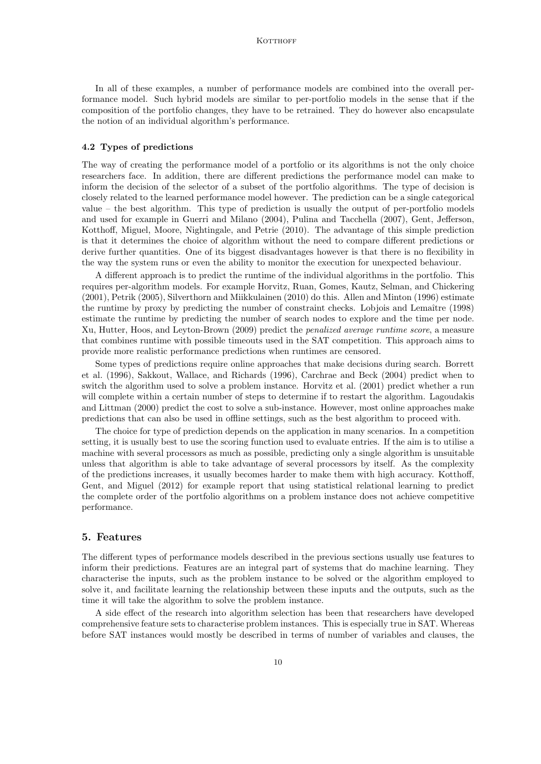In all of these examples, a number of performance models are combined into the overall performance model. Such hybrid models are similar to per-portfolio models in the sense that if the composition of the portfolio changes, they have to be retrained. They do however also encapsulate the notion of an individual algorithm's performance.

### 4.2 Types of predictions

The way of creating the performance model of a portfolio or its algorithms is not the only choice researchers face. In addition, there are different predictions the performance model can make to inform the decision of the selector of a subset of the portfolio algorithms. The type of decision is closely related to the learned performance model however. The prediction can be a single categorical value – the best algorithm. This type of prediction is usually the output of per-portfolio models and used for example in Guerri and Milano (2004), Pulina and Tacchella (2007), Gent, Jefferson, Kotthoff, Miguel, Moore, Nightingale, and Petrie (2010). The advantage of this simple prediction is that it determines the choice of algorithm without the need to compare different predictions or derive further quantities. One of its biggest disadvantages however is that there is no flexibility in the way the system runs or even the ability to monitor the execution for unexpected behaviour.

A different approach is to predict the runtime of the individual algorithms in the portfolio. This requires per-algorithm models. For example Horvitz, Ruan, Gomes, Kautz, Selman, and Chickering (2001), Petrik (2005), Silverthorn and Miikkulainen (2010) do this. Allen and Minton (1996) estimate the runtime by proxy by predicting the number of constraint checks. Lobjois and Lemaître (1998) estimate the runtime by predicting the number of search nodes to explore and the time per node. Xu, Hutter, Hoos, and Leyton-Brown (2009) predict the *penalized average runtime score*, a measure that combines runtime with possible timeouts used in the SAT competition. This approach aims to provide more realistic performance predictions when runtimes are censored.

Some types of predictions require online approaches that make decisions during search. Borrett et al. (1996), Sakkout, Wallace, and Richards (1996), Carchrae and Beck (2004) predict when to switch the algorithm used to solve a problem instance. Horvitz et al. (2001) predict whether a run will complete within a certain number of steps to determine if to restart the algorithm. Lagoudakis and Littman (2000) predict the cost to solve a sub-instance. However, most online approaches make predictions that can also be used in offline settings, such as the best algorithm to proceed with.

The choice for type of prediction depends on the application in many scenarios. In a competition setting, it is usually best to use the scoring function used to evaluate entries. If the aim is to utilise a machine with several processors as much as possible, predicting only a single algorithm is unsuitable unless that algorithm is able to take advantage of several processors by itself. As the complexity of the predictions increases, it usually becomes harder to make them with high accuracy. Kotthoff, Gent, and Miguel (2012) for example report that using statistical relational learning to predict the complete order of the portfolio algorithms on a problem instance does not achieve competitive performance.

## 5. Features

The different types of performance models described in the previous sections usually use features to inform their predictions. Features are an integral part of systems that do machine learning. They characterise the inputs, such as the problem instance to be solved or the algorithm employed to solve it, and facilitate learning the relationship between these inputs and the outputs, such as the time it will take the algorithm to solve the problem instance.

A side effect of the research into algorithm selection has been that researchers have developed comprehensive feature sets to characterise problem instances. This is especially true in SAT. Whereas before SAT instances would mostly be described in terms of number of variables and clauses, the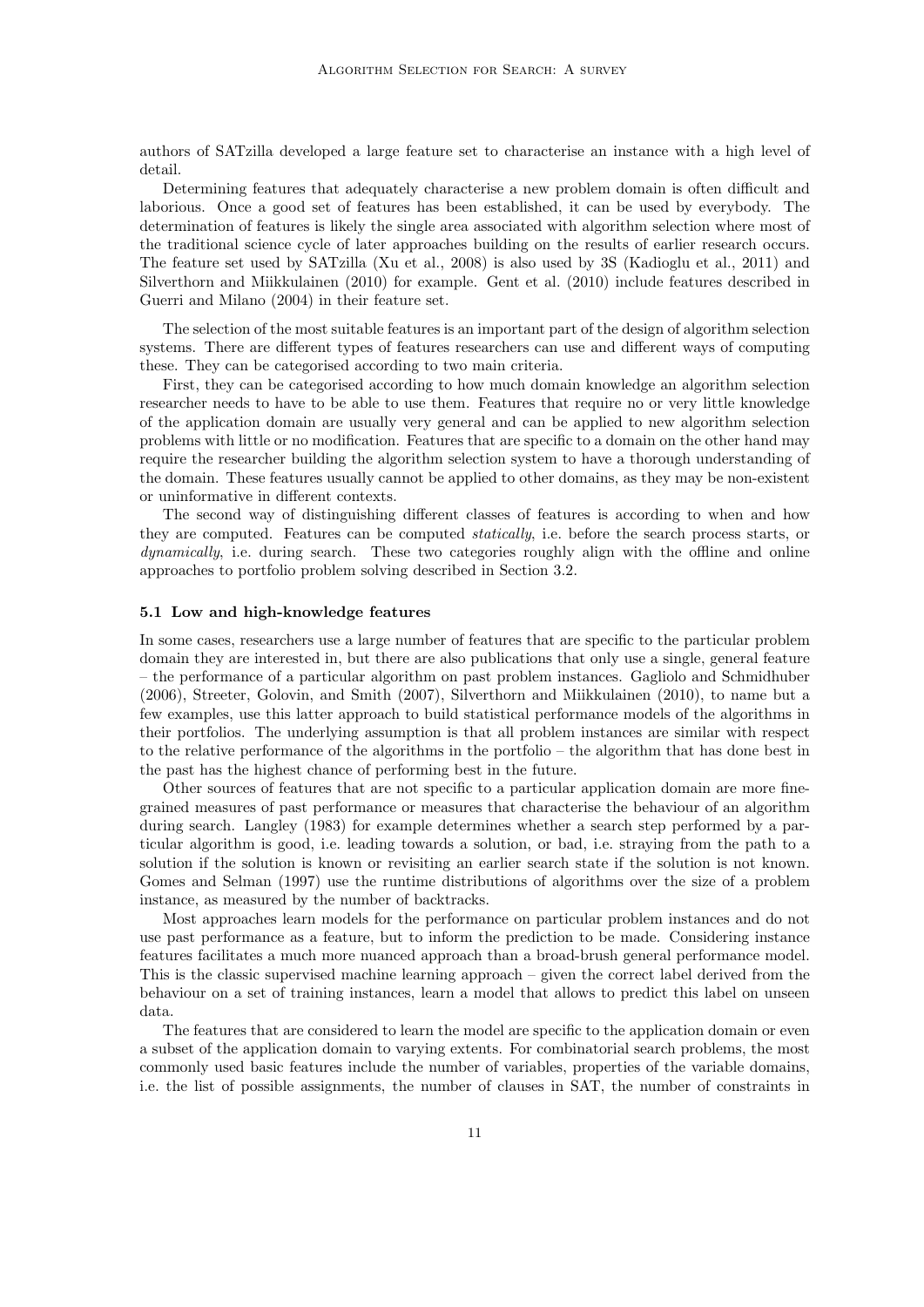authors of SATzilla developed a large feature set to characterise an instance with a high level of detail.

Determining features that adequately characterise a new problem domain is often difficult and laborious. Once a good set of features has been established, it can be used by everybody. The determination of features is likely the single area associated with algorithm selection where most of the traditional science cycle of later approaches building on the results of earlier research occurs. The feature set used by SATzilla (Xu et al., 2008) is also used by 3S (Kadioglu et al., 2011) and Silverthorn and Miikkulainen (2010) for example. Gent et al. (2010) include features described in Guerri and Milano (2004) in their feature set.

The selection of the most suitable features is an important part of the design of algorithm selection systems. There are different types of features researchers can use and different ways of computing these. They can be categorised according to two main criteria.

First, they can be categorised according to how much domain knowledge an algorithm selection researcher needs to have to be able to use them. Features that require no or very little knowledge of the application domain are usually very general and can be applied to new algorithm selection problems with little or no modification. Features that are specific to a domain on the other hand may require the researcher building the algorithm selection system to have a thorough understanding of the domain. These features usually cannot be applied to other domains, as they may be non-existent or uninformative in different contexts.

The second way of distinguishing different classes of features is according to when and how they are computed. Features can be computed *statically*, i.e. before the search process starts, or *dynamically*, i.e. during search. These two categories roughly align with the offline and online approaches to portfolio problem solving described in Section 3.2.

### 5.1 Low and high-knowledge features

In some cases, researchers use a large number of features that are specific to the particular problem domain they are interested in, but there are also publications that only use a single, general feature – the performance of a particular algorithm on past problem instances. Gagliolo and Schmidhuber (2006), Streeter, Golovin, and Smith (2007), Silverthorn and Miikkulainen (2010), to name but a few examples, use this latter approach to build statistical performance models of the algorithms in their portfolios. The underlying assumption is that all problem instances are similar with respect to the relative performance of the algorithms in the portfolio – the algorithm that has done best in the past has the highest chance of performing best in the future.

Other sources of features that are not specific to a particular application domain are more fine-grained measures of past performance or measures that characterise the behaviour of an algorithm during search. Langley (1983) for example determines whether a search step performed by a particular algorithm is good, i.e. leading towards a solution, or bad, i.e. straying from the path to a solution if the solution is known or revisiting an earlier search state if the solution is not known. Gomes and Selman (1997) use the runtime distributions of algorithms over the size of a problem instance, as measured by the number of backtracks.

Most approaches learn models for the performance on particular problem instances and do not use past performance as a feature, but to inform the prediction to be made. Considering instance features facilitates a much more nuanced approach than a broad-brush general performance model. This is the classic supervised machine learning approach – given the correct label derived from the behaviour on a set of training instances, learn a model that allows to predict this label on unseen data.

The features that are considered to learn the model are specific to the application domain or even a subset of the application domain to varying extents. For combinatorial search problems, the most commonly used basic features include the number of variables, properties of the variable domains, i.e. the list of possible assignments, the number of clauses in SAT, the number of constraints in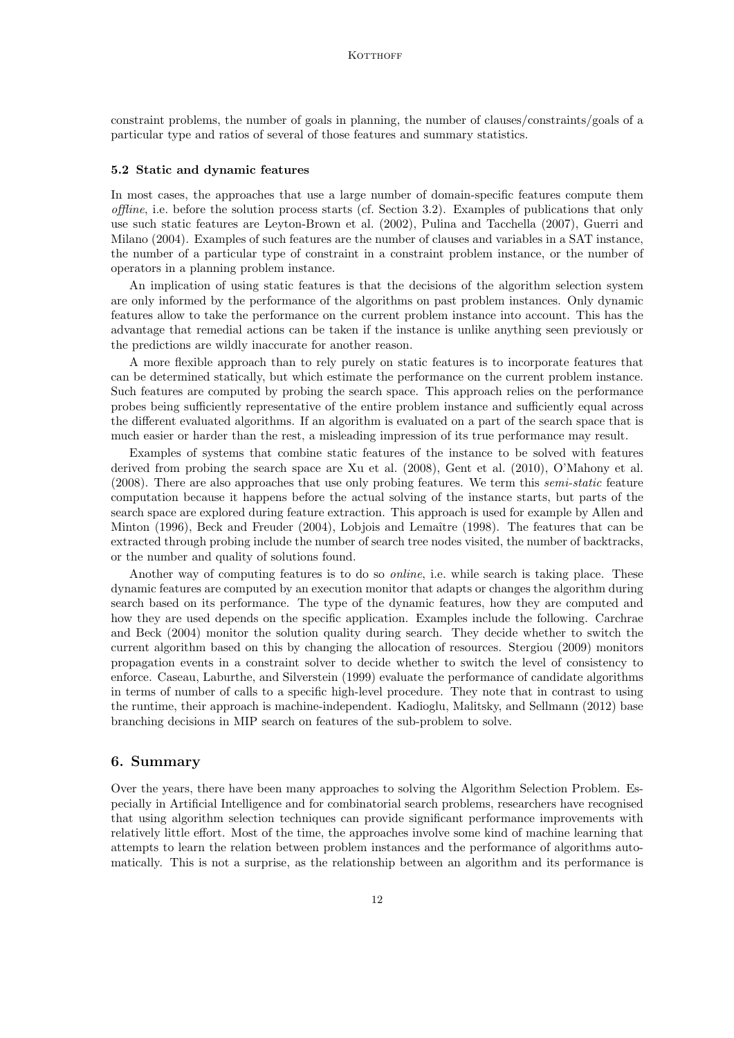constraint problems, the number of goals in planning, the number of clauses/constraints/goals of a particular type and ratios of several of those features and summary statistics.

### 5.2 Static and dynamic features

In most cases, the approaches that use a large number of domain-specific features compute them *offline*, i.e. before the solution process starts (cf. Section 3.2). Examples of publications that only use such static features are Leyton-Brown et al. (2002), Pulina and Tacchella (2007), Guerri and Milano (2004). Examples of such features are the number of clauses and variables in a SAT instance, the number of a particular type of constraint in a constraint problem instance, or the number of operators in a planning problem instance.

An implication of using static features is that the decisions of the algorithm selection system are only informed by the performance of the algorithms on past problem instances. Only dynamic features allow to take the performance on the current problem instance into account. This has the advantage that remedial actions can be taken if the instance is unlike anything seen previously or the predictions are wildly inaccurate for another reason.

A more flexible approach than to rely purely on static features is to incorporate features that can be determined statically, but which estimate the performance on the current problem instance. Such features are computed by probing the search space. This approach relies on the performance probes being sufficiently representative of the entire problem instance and sufficiently equal across the different evaluated algorithms. If an algorithm is evaluated on a part of the search space that is much easier or harder than the rest, a misleading impression of its true performance may result.

Examples of systems that combine static features of the instance to be solved with features derived from probing the search space are Xu et al. (2008), Gent et al. (2010), O'Mahony et al. (2008). There are also approaches that use only probing features. We term this *semi-static* feature computation because it happens before the actual solving of the instance starts, but parts of the search space are explored during feature extraction. This approach is used for example by Allen and Minton (1996), Beck and Freuder (2004), Lobjois and Lemaître (1998). The features that can be extracted through probing include the number of search tree nodes visited, the number of backtracks, or the number and quality of solutions found.

Another way of computing features is to do so *online*, i.e. while search is taking place. These dynamic features are computed by an execution monitor that adapts or changes the algorithm during search based on its performance. The type of the dynamic features, how they are computed and how they are used depends on the specific application. Examples include the following. Carchrae and Beck (2004) monitor the solution quality during search. They decide whether to switch the current algorithm based on this by changing the allocation of resources. Stergiou (2009) monitors propagation events in a constraint solver to decide whether to switch the level of consistency to enforce. Caseau, Laburthe, and Silverstein (1999) evaluate the performance of candidate algorithms in terms of number of calls to a specific high-level procedure. They note that in contrast to using the runtime, their approach is machine-independent. Kadioglu, Malitsky, and Sellmann (2012) base branching decisions in MIP search on features of the sub-problem to solve.

## 6. Summary

Over the years, there have been many approaches to solving the Algorithm Selection Problem. Especially in Artificial Intelligence and for combinatorial search problems, researchers have recognised that using algorithm selection techniques can provide significant performance improvements with relatively little effort. Most of the time, the approaches involve some kind of machine learning that attempts to learn the relation between problem instances and the performance of algorithms automatically. This is not a surprise, as the relationship between an algorithm and its performance is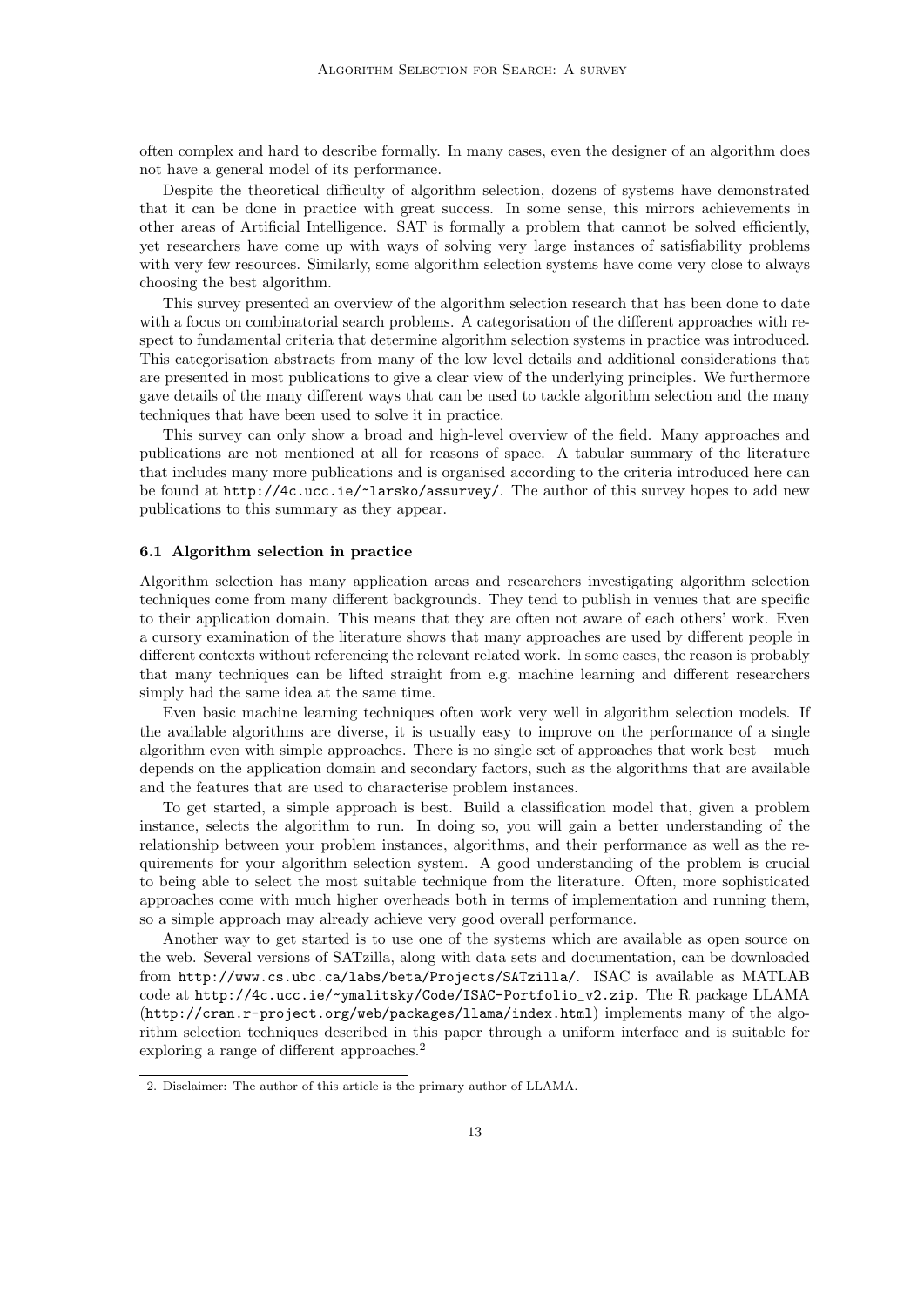often complex and hard to describe formally. In many cases, even the designer of an algorithm does not have a general model of its performance.

Despite the theoretical difficulty of algorithm selection, dozens of systems have demonstrated that it can be done in practice with great success. In some sense, this mirrors achievements in other areas of Artificial Intelligence. SAT is formally a problem that cannot be solved efficiently, yet researchers have come up with ways of solving very large instances of satisfiability problems with very few resources. Similarly, some algorithm selection systems have come very close to always choosing the best algorithm.

This survey presented an overview of the algorithm selection research that has been done to date with a focus on combinatorial search problems. A categorisation of the different approaches with respect to fundamental criteria that determine algorithm selection systems in practice was introduced. This categorisation abstracts from many of the low level details and additional considerations that are presented in most publications to give a clear view of the underlying principles. We furthermore gave details of the many different ways that can be used to tackle algorithm selection and the many techniques that have been used to solve it in practice.

This survey can only show a broad and high-level overview of the field. Many approaches and publications are not mentioned at all for reasons of space. A tabular summary of the literature that includes many more publications and is organised according to the criteria introduced here can be found at `http://4c.ucc.ie/~larsko/assurvey/`. The author of this survey hopes to add new publications to this summary as they appear.

### 6.1 Algorithm selection in practice

Algorithm selection has many application areas and researchers investigating algorithm selection techniques come from many different backgrounds. They tend to publish in venues that are specific to their application domain. This means that they are often not aware of each others' work. Even a cursory examination of the literature shows that many approaches are used by different people in different contexts without referencing the relevant related work. In some cases, the reason is probably that many techniques can be lifted straight from e.g. machine learning and different researchers simply had the same idea at the same time.

Even basic machine learning techniques often work very well in algorithm selection models. If the available algorithms are diverse, it is usually easy to improve on the performance of a single algorithm even with simple approaches. There is no single set of approaches that work best – much depends on the application domain and secondary factors, such as the algorithms that are available and the features that are used to characterise problem instances.

To get started, a simple approach is best. Build a classification model that, given a problem instance, selects the algorithm to run. In doing so, you will gain a better understanding of the relationship between your problem instances, algorithms, and their performance as well as the requirements for your algorithm selection system. A good understanding of the problem is crucial to being able to select the most suitable technique from the literature. Often, more sophisticated approaches come with much higher overheads both in terms of implementation and running them, so a simple approach may already achieve very good overall performance.

Another way to get started is to use one of the systems which are available as open source on the web. Several versions of SATzilla, along with data sets and documentation, can be downloaded from `http://www.cs.ubc.ca/labs/beta/Projects/SATzilla/`. ISAC is available as MATLAB code at `http://4c.ucc.ie/~ymalitsky/Code/ISAC-Portfolio_v2.zip`. The R package LLAMA (`http://cran.r-project.org/web/packages/llama/index.html`) implements many of the algorithm selection techniques described in this paper through a uniform interface and is suitable for exploring a range of different approaches.[2]

2. Disclaimer: The author of this article is the primary author of LLAMA.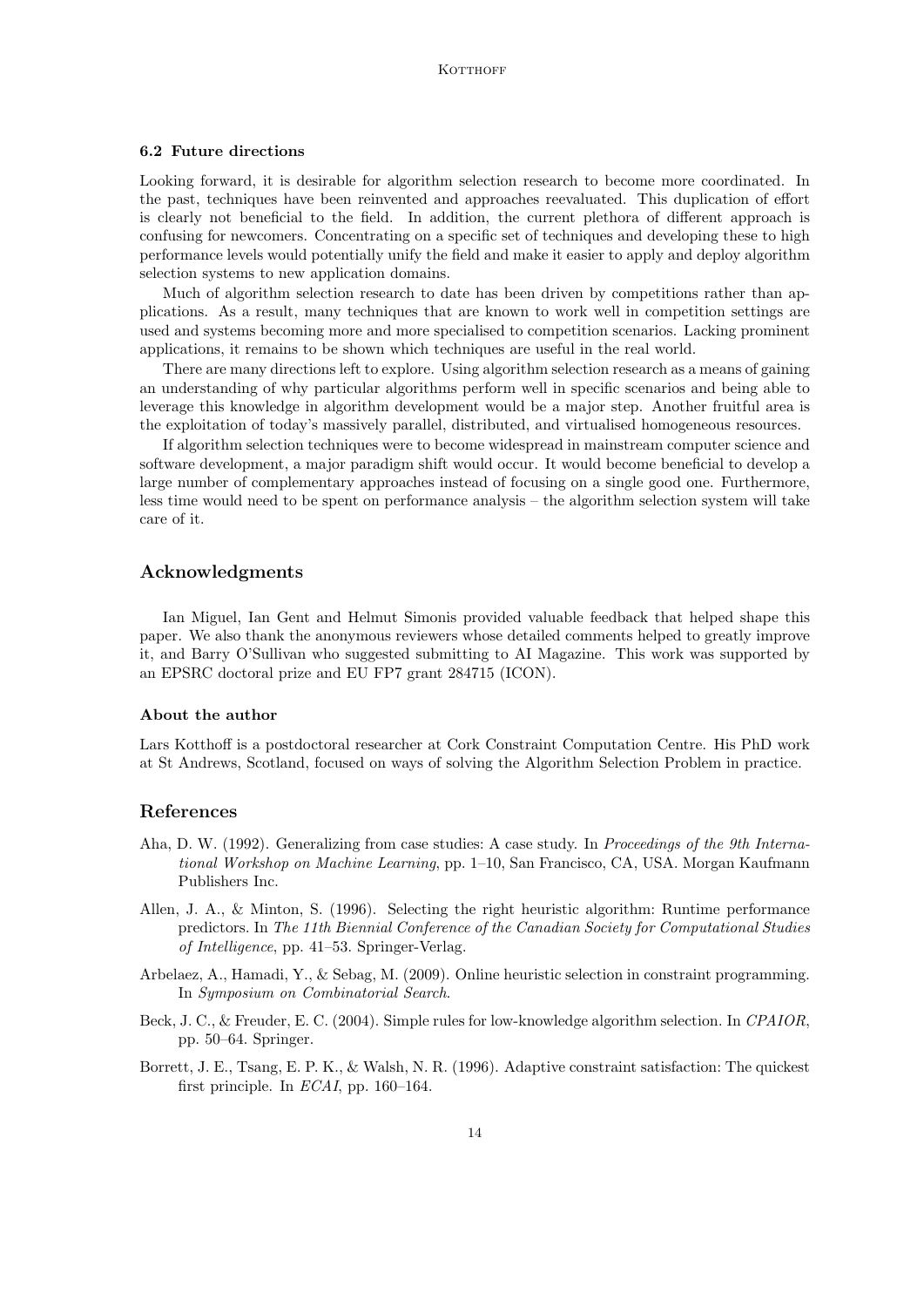### 6.2 Future directions

Looking forward, it is desirable for algorithm selection research to become more coordinated. In the past, techniques have been reinvented and approaches reevaluated. This duplication of effort is clearly not beneficial to the field. In addition, the current plethora of different approach is confusing for newcomers. Concentrating on a specific set of techniques and developing these to high performance levels would potentially unify the field and make it easier to apply and deploy algorithm selection systems to new application domains.

Much of algorithm selection research to date has been driven by competitions rather than applications. As a result, many techniques that are known to work well in competition settings are used and systems becoming more and more specialised to competition scenarios. Lacking prominent applications, it remains to be shown which techniques are useful in the real world.

There are many directions left to explore. Using algorithm selection research as a means of gaining an understanding of why particular algorithms perform well in specific scenarios and being able to leverage this knowledge in algorithm development would be a major step. Another fruitful area is the exploitation of today's massively parallel, distributed, and virtualised homogeneous resources.

If algorithm selection techniques were to become widespread in mainstream computer science and software development, a major paradigm shift would occur. It would become beneficial to develop a large number of complementary approaches instead of focusing on a single good one. Furthermore, less time would need to be spent on performance analysis – the algorithm selection system will take care of it.

## Acknowledgments

Ian Miguel, Ian Gent and Helmut Simonis provided valuable feedback that helped shape this paper. We also thank the anonymous reviewers whose detailed comments helped to greatly improve it, and Barry O'Sullivan who suggested submitting to AI Magazine. This work was supported by an EPSRC doctoral prize and EU FP7 grant 284715 (ICON).

### About the author

Lars Kotthoff is a postdoctoral researcher at Cork Constraint Computation Centre. His PhD work at St Andrews, Scotland, focused on ways of solving the Algorithm Selection Problem in practice.

## References

Aha, D. W. (1992). Generalizing from case studies: A case study. In *Proceedings of the 9th International Workshop on Machine Learning*, pp. 1–10, San Francisco, CA, USA. Morgan Kaufmann Publishers Inc.

Allen, J. A., & Minton, S. (1996). Selecting the right heuristic algorithm: Runtime performance predictors. In *The 11th Biennial Conference of the Canadian Society for Computational Studies of Intelligence*, pp. 41–53. Springer-Verlag.

Arbelaez, A., Hamadi, Y., & Sebag, M. (2009). Online heuristic selection in constraint programming. In *Symposium on Combinatorial Search*.

Beck, J. C., & Freuder, E. C. (2004). Simple rules for low-knowledge algorithm selection. In *CPAIOR*, pp. 50–64. Springer.

Borrett, J. E., Tsang, E. P. K., & Walsh, N. R. (1996). Adaptive constraint satisfaction: The quickest first principle. In *ECAI*, pp. 160–164.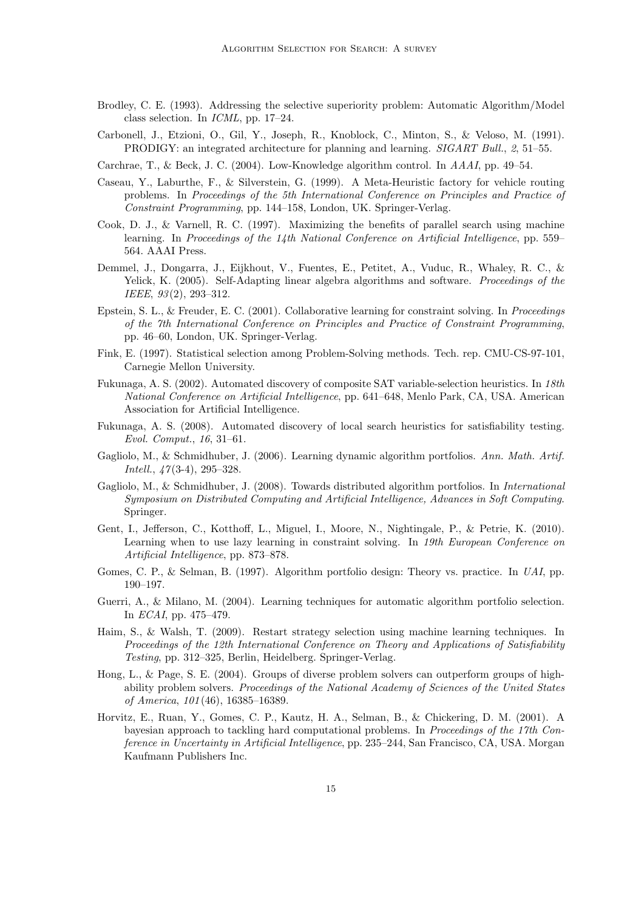Brodley, C. E. (1993). Addressing the selective superiority problem: Automatic Algorithm/Model class selection. In *ICML*, pp. 17–24.

Carbonell, J., Etzioni, O., Gil, Y., Joseph, R., Knoblock, C., Minton, S., & Veloso, M. (1991). PRODIGY: an integrated architecture for planning and learning. *SIGART Bull.*, *2*, 51–55.

Carchrae, T., & Beck, J. C. (2004). Low-Knowledge algorithm control. In *AAAI*, pp. 49–54.

Caseau, Y., Laburthe, F., & Silverstein, G. (1999). A Meta-Heuristic factory for vehicle routing problems. In *Proceedings of the 5th International Conference on Principles and Practice of Constraint Programming*, pp. 144–158, London, UK. Springer-Verlag.

Cook, D. J., & Varnell, R. C. (1997). Maximizing the benefits of parallel search using machine learning. In *Proceedings of the 14th National Conference on Artificial Intelligence*, pp. 559–564. AAAI Press.

Demmel, J., Dongarra, J., Eijkhout, V., Fuentes, E., Petitet, A., Vuduc, R., Whaley, R. C., & Yelick, K. (2005). Self-Adapting linear algebra algorithms and software. *Proceedings of the IEEE*, *93*(2), 293–312.

Epstein, S. L., & Freuder, E. C. (2001). Collaborative learning for constraint solving. In *Proceedings of the 7th International Conference on Principles and Practice of Constraint Programming*, pp. 46–60, London, UK. Springer-Verlag.

Fink, E. (1997). Statistical selection among Problem-Solving methods. Tech. rep. CMU-CS-97-101, Carnegie Mellon University.

Fukunaga, A. S. (2002). Automated discovery of composite SAT variable-selection heuristics. In *18th National Conference on Artificial Intelligence*, pp. 641–648, Menlo Park, CA, USA. American Association for Artificial Intelligence.

Fukunaga, A. S. (2008). Automated discovery of local search heuristics for satisfiability testing. *Evol. Comput.*, *16*, 31–61.

Gagliolo, M., & Schmidhuber, J. (2006). Learning dynamic algorithm portfolios. *Ann. Math. Artif. Intell.*, *47*(3-4), 295–328.

Gagliolo, M., & Schmidhuber, J. (2008). Towards distributed algorithm portfolios. In *International Symposium on Distributed Computing and Artificial Intelligence, Advances in Soft Computing*. Springer.

Gent, I., Jefferson, C., Kotthoff, L., Miguel, I., Moore, N., Nightingale, P., & Petrie, K. (2010). Learning when to use lazy learning in constraint solving. In *19th European Conference on Artificial Intelligence*, pp. 873–878.

Gomes, C. P., & Selman, B. (1997). Algorithm portfolio design: Theory vs. practice. In *UAI*, pp. 190–197.

Guerri, A., & Milano, M. (2004). Learning techniques for automatic algorithm portfolio selection. In *ECAI*, pp. 475–479.

Haim, S., & Walsh, T. (2009). Restart strategy selection using machine learning techniques. In *Proceedings of the 12th International Conference on Theory and Applications of Satisfiability Testing*, pp. 312–325, Berlin, Heidelberg. Springer-Verlag.

Hong, L., & Page, S. E. (2004). Groups of diverse problem solvers can outperform groups of high-ability problem solvers. *Proceedings of the National Academy of Sciences of the United States of America*, *101*(46), 16385–16389.

Horvitz, E., Ruan, Y., Gomes, C. P., Kautz, H. A., Selman, B., & Chickering, D. M. (2001). A bayesian approach to tackling hard computational problems. In *Proceedings of the 17th Conference in Uncertainty in Artificial Intelligence*, pp. 235–244, San Francisco, CA, USA. Morgan Kaufmann Publishers Inc.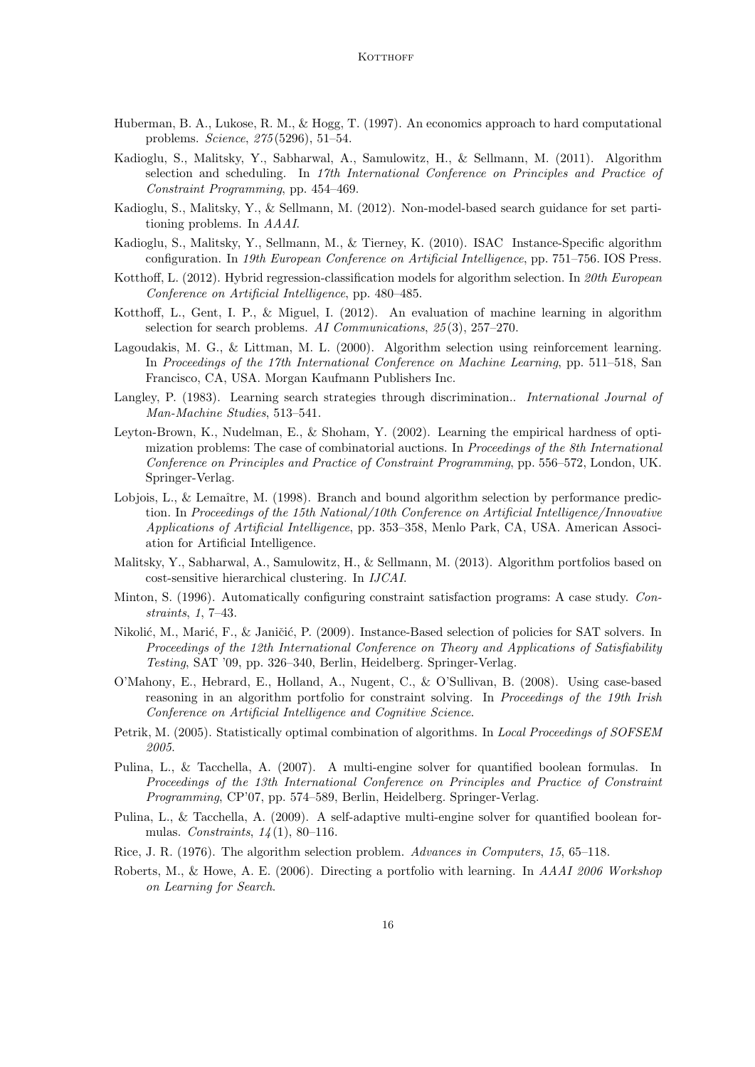Huberman, B. A., Lukose, R. M., & Hogg, T. (1997). An economics approach to hard computational problems. *Science*, *275*(5296), 51–54.

Kadioglu, S., Malitsky, Y., Sabharwal, A., Samulowitz, H., & Sellmann, M. (2011). Algorithm selection and scheduling. In *17th International Conference on Principles and Practice of Constraint Programming*, pp. 454–469.

Kadioglu, S., Malitsky, Y., & Sellmann, M. (2012). Non-model-based search guidance for set partitioning problems. In *AAAI*.

Kadioglu, S., Malitsky, Y., Sellmann, M., & Tierney, K. (2010). ISAC Instance-Specific algorithm configuration. In *19th European Conference on Artificial Intelligence*, pp. 751–756. IOS Press.

Kotthoff, L. (2012). Hybrid regression-classification models for algorithm selection. In *20th European Conference on Artificial Intelligence*, pp. 480–485.

Kotthoff, L., Gent, I. P., & Miguel, I. (2012). An evaluation of machine learning in algorithm selection for search problems. *AI Communications*, *25*(3), 257–270.

Lagoudakis, M. G., & Littman, M. L. (2000). Algorithm selection using reinforcement learning. In *Proceedings of the 17th International Conference on Machine Learning*, pp. 511–518, San Francisco, CA, USA. Morgan Kaufmann Publishers Inc.

Langley, P. (1983). Learning search strategies through discrimination.. *International Journal of Man-Machine Studies*, 513–541.

Leyton-Brown, K., Nudelman, E., & Shoham, Y. (2002). Learning the empirical hardness of optimization problems: The case of combinatorial auctions. In *Proceedings of the 8th International Conference on Principles and Practice of Constraint Programming*, pp. 556–572, London, UK. Springer-Verlag.

Lobjois, L., & Lemaître, M. (1998). Branch and bound algorithm selection by performance prediction. In *Proceedings of the 15th National/10th Conference on Artificial Intelligence/Innovative Applications of Artificial Intelligence*, pp. 353–358, Menlo Park, CA, USA. American Association for Artificial Intelligence.

Malitsky, Y., Sabharwal, A., Samulowitz, H., & Sellmann, M. (2013). Algorithm portfolios based on cost-sensitive hierarchical clustering. In *IJCAI*.

Minton, S. (1996). Automatically configuring constraint satisfaction programs: A case study. *Constraints*, *1*, 7–43.

Nikolić, M., Marić, F., & Janičić, P. (2009). Instance-Based selection of policies for SAT solvers. In *Proceedings of the 12th International Conference on Theory and Applications of Satisfiability Testing*, SAT '09, pp. 326–340, Berlin, Heidelberg. Springer-Verlag.

O'Mahony, E., Hebrard, E., Holland, A., Nugent, C., & O'Sullivan, B. (2008). Using case-based reasoning in an algorithm portfolio for constraint solving. In *Proceedings of the 19th Irish Conference on Artificial Intelligence and Cognitive Science*.

Petrik, M. (2005). Statistically optimal combination of algorithms. In *Local Proceedings of SOFSEM 2005*.

Pulina, L., & Tacchella, A. (2007). A multi-engine solver for quantified boolean formulas. In *Proceedings of the 13th International Conference on Principles and Practice of Constraint Programming*, CP'07, pp. 574–589, Berlin, Heidelberg. Springer-Verlag.

Pulina, L., & Tacchella, A. (2009). A self-adaptive multi-engine solver for quantified boolean formulas. *Constraints*, *14*(1), 80–116.

Rice, J. R. (1976). The algorithm selection problem. *Advances in Computers*, *15*, 65–118.

Roberts, M., & Howe, A. E. (2006). Directing a portfolio with learning. In *AAAI 2006 Workshop on Learning for Search*.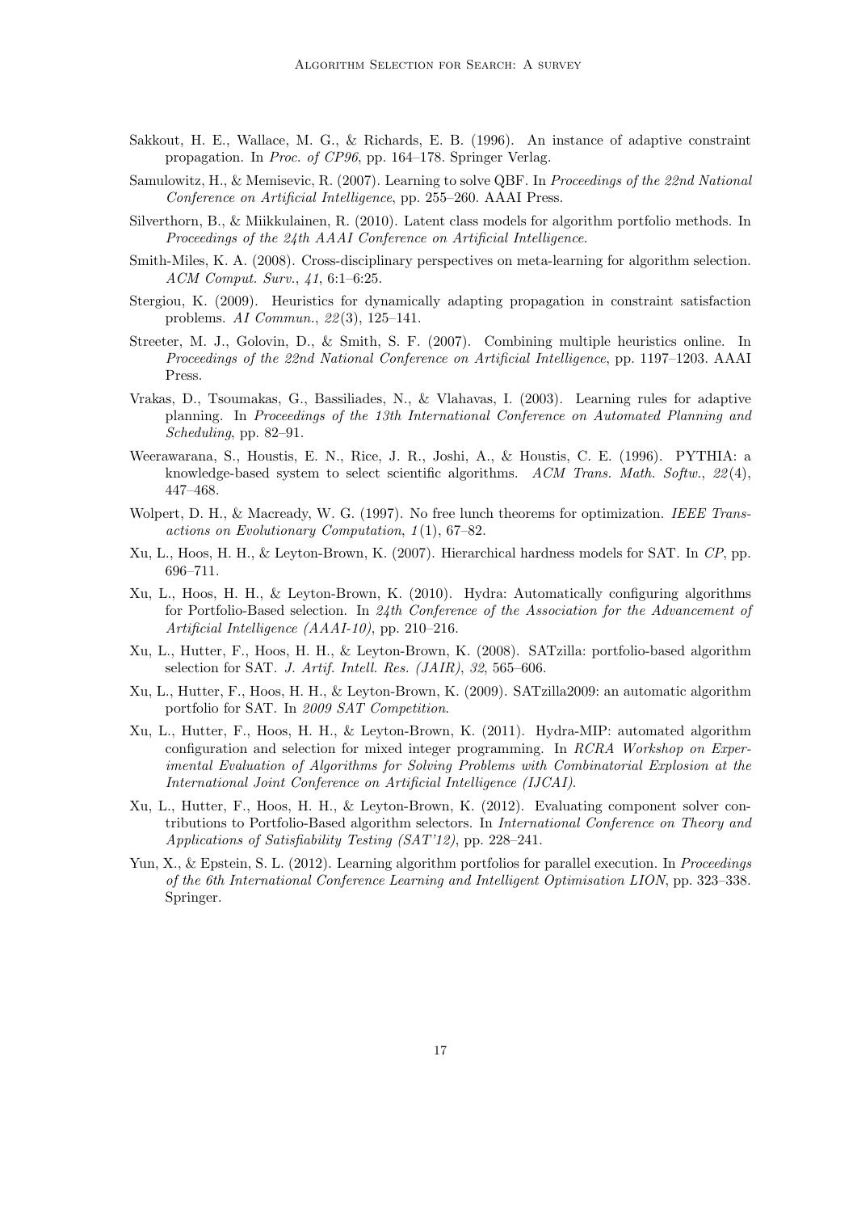Sakkout, H. E., Wallace, M. G., & Richards, E. B. (1996). An instance of adaptive constraint propagation. In *Proc. of CP96*, pp. 164–178. Springer Verlag.

Samulowitz, H., & Memisevic, R. (2007). Learning to solve QBF. In *Proceedings of the 22nd National Conference on Artificial Intelligence*, pp. 255–260. AAAI Press.

Silverthorn, B., & Miikkulainen, R. (2010). Latent class models for algorithm portfolio methods. In *Proceedings of the 24th AAAI Conference on Artificial Intelligence*.

Smith-Miles, K. A. (2008). Cross-disciplinary perspectives on meta-learning for algorithm selection. *ACM Comput. Surv.*, *41*, 6:1–6:25.

Stergiou, K. (2009). Heuristics for dynamically adapting propagation in constraint satisfaction problems. *AI Commun.*, *22*(3), 125–141.

Streeter, M. J., Golovin, D., & Smith, S. F. (2007). Combining multiple heuristics online. In *Proceedings of the 22nd National Conference on Artificial Intelligence*, pp. 1197–1203. AAAI Press.

Vrakas, D., Tsoumakas, G., Bassiliades, N., & Vlahavas, I. (2003). Learning rules for adaptive planning. In *Proceedings of the 13th International Conference on Automated Planning and Scheduling*, pp. 82–91.

Weerawarana, S., Houstis, E. N., Rice, J. R., Joshi, A., & Houstis, C. E. (1996). PYTHIA: a knowledge-based system to select scientific algorithms. *ACM Trans. Math. Softw.*, *22*(4), 447–468.

Wolpert, D. H., & Macready, W. G. (1997). No free lunch theorems for optimization. *IEEE Transactions on Evolutionary Computation*, *1*(1), 67–82.

Xu, L., Hoos, H. H., & Leyton-Brown, K. (2007). Hierarchical hardness models for SAT. In *CP*, pp. 696–711.

Xu, L., Hoos, H. H., & Leyton-Brown, K. (2010). Hydra: Automatically configuring algorithms for Portfolio-Based selection. In *24th Conference of the Association for the Advancement of Artificial Intelligence (AAAI-10)*, pp. 210–216.

Xu, L., Hutter, F., Hoos, H. H., & Leyton-Brown, K. (2008). SATzilla: portfolio-based algorithm selection for SAT. *J. Artif. Intell. Res. (JAIR)*, *32*, 565–606.

Xu, L., Hutter, F., Hoos, H. H., & Leyton-Brown, K. (2009). SATzilla2009: an automatic algorithm portfolio for SAT. In *2009 SAT Competition*.

Xu, L., Hutter, F., Hoos, H. H., & Leyton-Brown, K. (2011). Hydra-MIP: automated algorithm configuration and selection for mixed integer programming. In *RCRA Workshop on Experimental Evaluation of Algorithms for Solving Problems with Combinatorial Explosion at the International Joint Conference on Artificial Intelligence (IJCAI)*.

Xu, L., Hutter, F., Hoos, H. H., & Leyton-Brown, K. (2012). Evaluating component solver contributions to Portfolio-Based algorithm selectors. In *International Conference on Theory and Applications of Satisfiability Testing (SAT'12)*, pp. 228–241.

Yun, X., & Epstein, S. L. (2012). Learning algorithm portfolios for parallel execution. In *Proceedings of the 6th International Conference Learning and Intelligent Optimisation LION*, pp. 323–338. Springer.